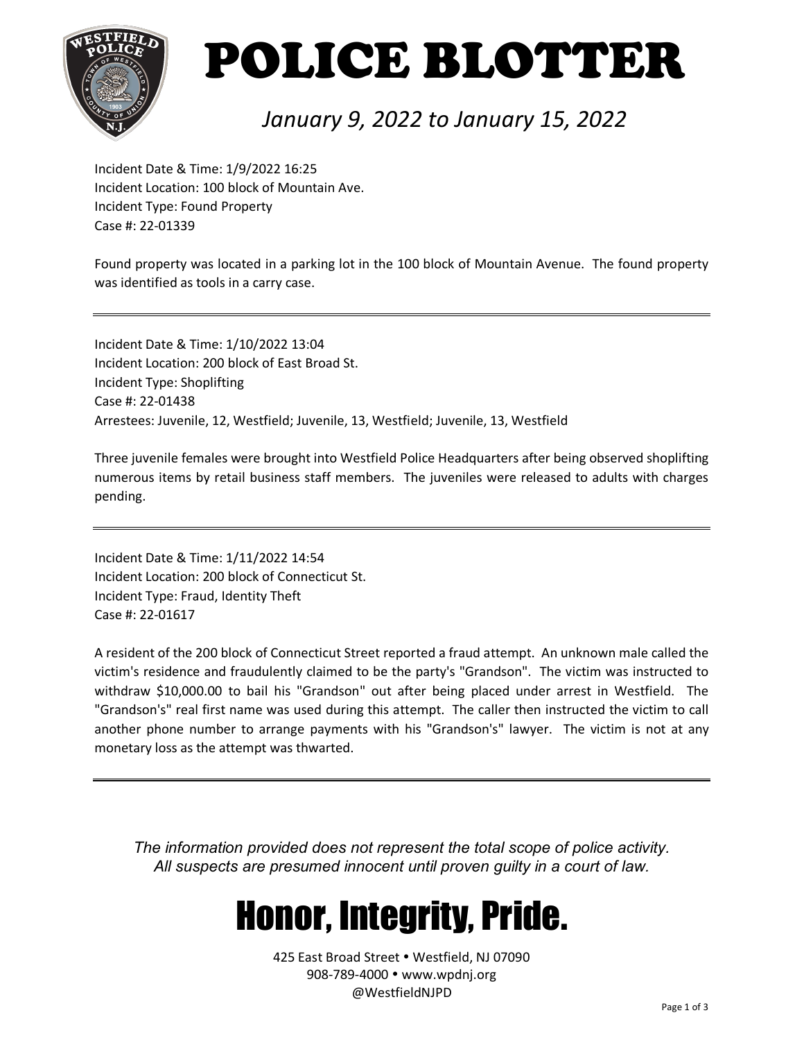# POLICE BLOTTER

*January 9, 2022 to January 15, 2022*

Incident Date & Time: 1/9/2022 16:25
Incident Location: 100 block of Mountain Ave.
Incident Type: Found Property
Case #: 22-01339

Found property was located in a parking lot in the 100 block of Mountain Avenue. The found property was identified as tools in a carry case.

---

Incident Date & Time: 1/10/2022 13:04
Incident Location: 200 block of East Broad St.
Incident Type: Shoplifting
Case #: 22-01438
Arrestees: Juvenile, 12, Westfield; Juvenile, 13, Westfield; Juvenile, 13, Westfield

Three juvenile females were brought into Westfield Police Headquarters after being observed shoplifting numerous items by retail business staff members. The juveniles were released to adults with charges pending.

---

Incident Date & Time: 1/11/2022 14:54
Incident Location: 200 block of Connecticut St.
Incident Type: Fraud, Identity Theft
Case #: 22-01617

A resident of the 200 block of Connecticut Street reported a fraud attempt. An unknown male called the victim's residence and fraudulently claimed to be the party's "Grandson". The victim was instructed to withdraw $10,000.00 to bail his "Grandson" out after being placed under arrest in Westfield. The "Grandson's" real first name was used during this attempt. The caller then instructed the victim to call another phone number to arrange payments with his "Grandson's" lawyer. The victim is not at any monetary loss as the attempt was thwarted.

---

*The information provided does not represent the total scope of police activity.*
*All suspects are presumed innocent until proven guilty in a court of law.*

## Honor, Integrity, Pride.

425 East Broad Street • Westfield, NJ 07090
908-789-4000 • www.wpdnj.org
@WestfieldNJPD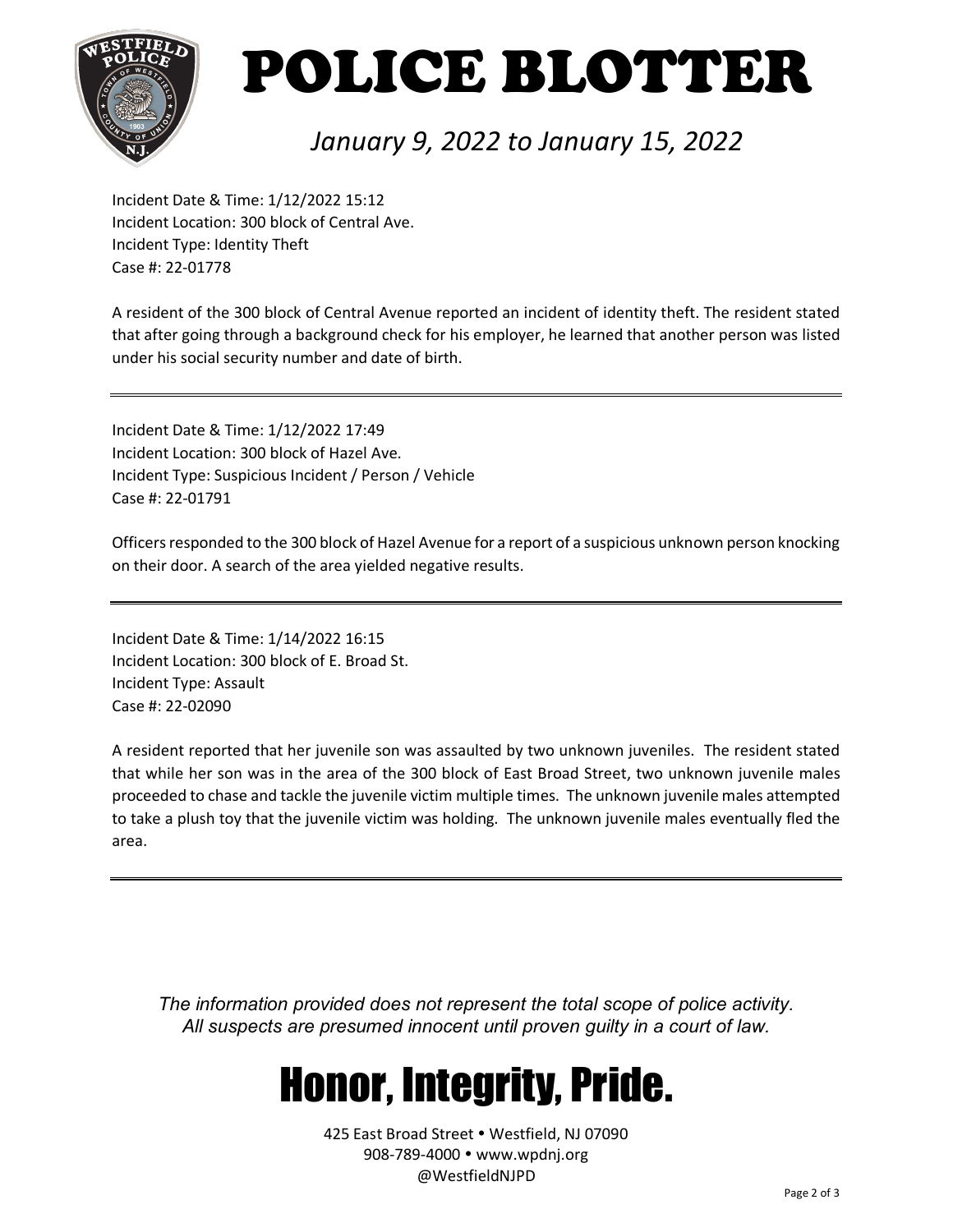# POLICE BLOTTER

*January 9, 2022 to January 15, 2022*

Incident Date & Time: 1/12/2022 15:12
Incident Location: 300 block of Central Ave.
Incident Type: Identity Theft
Case #: 22-01778

A resident of the 300 block of Central Avenue reported an incident of identity theft. The resident stated that after going through a background check for his employer, he learned that another person was listed under his social security number and date of birth.

---

Incident Date & Time: 1/12/2022 17:49
Incident Location: 300 block of Hazel Ave.
Incident Type: Suspicious Incident / Person / Vehicle
Case #: 22-01791

Officers responded to the 300 block of Hazel Avenue for a report of a suspicious unknown person knocking on their door. A search of the area yielded negative results.

---

Incident Date & Time: 1/14/2022 16:15
Incident Location: 300 block of E. Broad St.
Incident Type: Assault
Case #: 22-02090

A resident reported that her juvenile son was assaulted by two unknown juveniles. The resident stated that while her son was in the area of the 300 block of East Broad Street, two unknown juvenile males proceeded to chase and tackle the juvenile victim multiple times. The unknown juvenile males attempted to take a plush toy that the juvenile victim was holding. The unknown juvenile males eventually fled the area.

---

*The information provided does not represent the total scope of police activity.*
*All suspects are presumed innocent until proven guilty in a court of law.*

## Honor, Integrity, Pride.

425 East Broad Street • Westfield, NJ 07090
908-789-4000 • www.wpdnj.org
@WestfieldNJPD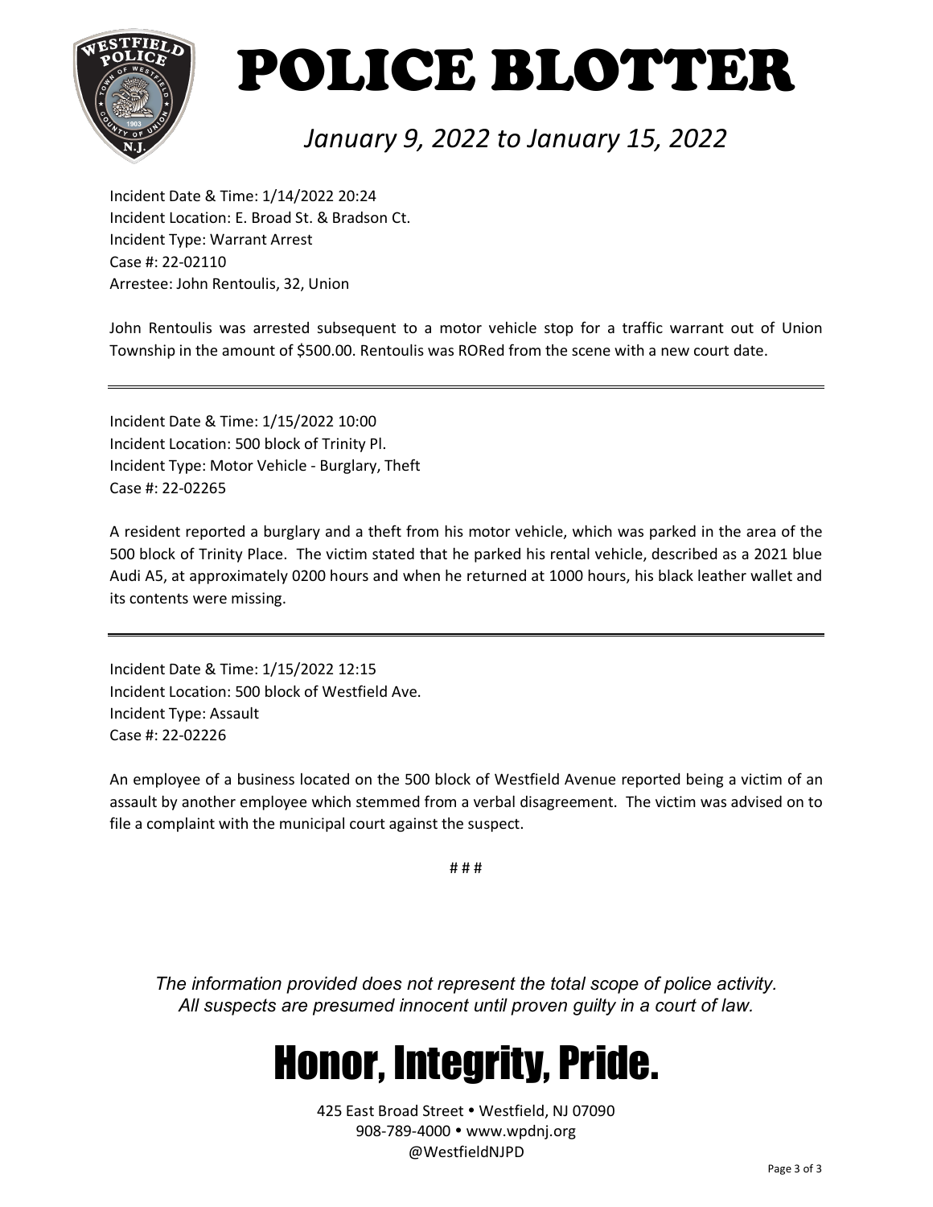# POLICE BLOTTER

*January 9, 2022 to January 15, 2022*

Incident Date & Time: 1/14/2022 20:24
Incident Location: E. Broad St. & Bradson Ct.
Incident Type: Warrant Arrest
Case #: 22-02110
Arrestee: John Rentoulis, 32, Union

John Rentoulis was arrested subsequent to a motor vehicle stop for a traffic warrant out of Union Township in the amount of $500.00. Rentoulis was RORed from the scene with a new court date.

---

Incident Date & Time: 1/15/2022 10:00
Incident Location: 500 block of Trinity Pl.
Incident Type: Motor Vehicle - Burglary, Theft
Case #: 22-02265

A resident reported a burglary and a theft from his motor vehicle, which was parked in the area of the 500 block of Trinity Place. The victim stated that he parked his rental vehicle, described as a 2021 blue Audi A5, at approximately 0200 hours and when he returned at 1000 hours, his black leather wallet and its contents were missing.

---

Incident Date & Time: 1/15/2022 12:15
Incident Location: 500 block of Westfield Ave.
Incident Type: Assault
Case #: 22-02226

An employee of a business located on the 500 block of Westfield Avenue reported being a victim of an assault by another employee which stemmed from a verbal disagreement. The victim was advised on to file a complaint with the municipal court against the suspect.

# # #

*The information provided does not represent the total scope of police activity.*
*All suspects are presumed innocent until proven guilty in a court of law.*

## Honor, Integrity, Pride.

425 East Broad Street • Westfield, NJ 07090
908-789-4000 • www.wpdnj.org
@WestfieldNJPD